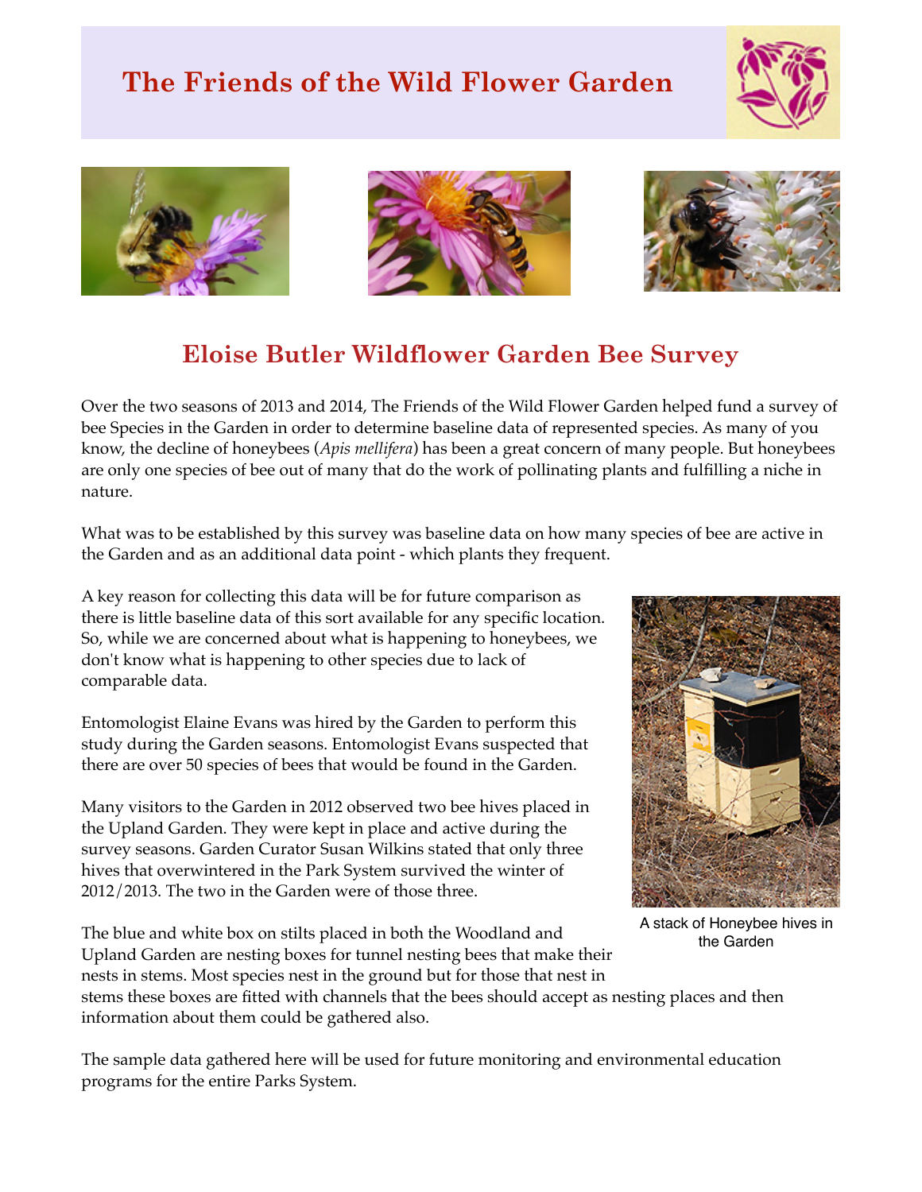# The Friends of the Wild Flower Garden

## Eloise Butler Wildflower Garden Bee Survey

Over the two seasons of 2013 and 2014, The Friends of the Wild Flower Garden helped fund a survey of bee Species in the Garden in order to determine baseline data of represented species. As many of you know, the decline of honeybees (*Apis mellifera*) has been a great concern of many people. But honeybees are only one species of bee out of many that do the work of pollinating plants and fulfilling a niche in nature.

What was to be established by this survey was baseline data on how many species of bee are active in the Garden and as an additional data point - which plants they frequent.

A key reason for collecting this data will be for future comparison as there is little baseline data of this sort available for any specific location. So, while we are concerned about what is happening to honeybees, we don't know what is happening to other species due to lack of comparable data.

Entomologist Elaine Evans was hired by the Garden to perform this study during the Garden seasons. Entomologist Evans suspected that there are over 50 species of bees that would be found in the Garden.

Many visitors to the Garden in 2012 observed two bee hives placed in the Upland Garden. They were kept in place and active during the survey seasons. Garden Curator Susan Wilkins stated that only three hives that overwintered in the Park System survived the winter of 2012/2013. The two in the Garden were of those three.

A stack of Honeybee hives in the Garden

The blue and white box on stilts placed in both the Woodland and Upland Garden are nesting boxes for tunnel nesting bees that make their nests in stems. Most species nest in the ground but for those that nest in stems these boxes are fitted with channels that the bees should accept as nesting places and then information about them could be gathered also.

The sample data gathered here will be used for future monitoring and environmental education programs for the entire Parks System.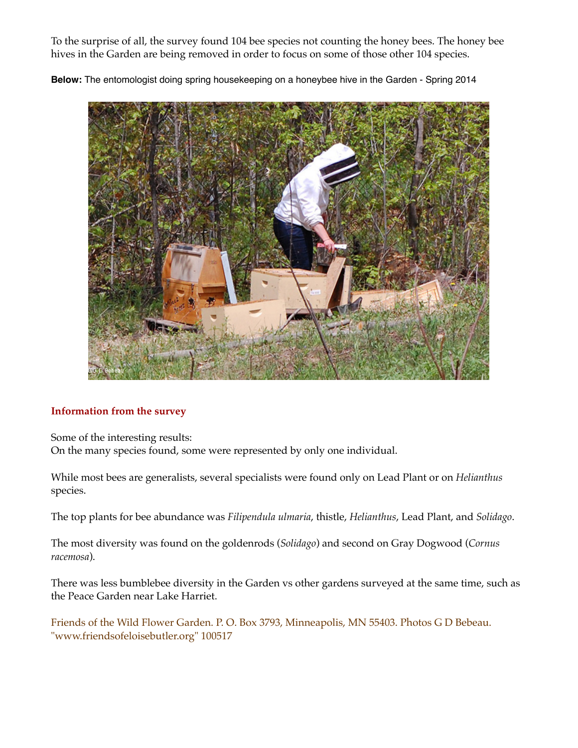To the surprise of all, the survey found 104 bee species not counting the honey bees. The honey bee hives in the Garden are being removed in order to focus on some of those other 104 species.

**Below:** The entomologist doing spring housekeeping on a honeybee hive in the Garden - Spring 2014

### Information from the survey

Some of the interesting results:
On the many species found, some were represented by only one individual.

While most bees are generalists, several specialists were found only on Lead Plant or on *Helianthus* species.

The top plants for bee abundance was *Filipendula ulmaria*, thistle, *Helianthus*, Lead Plant, and *Solidago*.

The most diversity was found on the goldenrods (*Solidago*) and second on Gray Dogwood (*Cornus racemosa*).

There was less bumblebee diversity in the Garden vs other gardens surveyed at the same time, such as the Peace Garden near Lake Harriet.

Friends of the Wild Flower Garden. P. O. Box 3793, Minneapolis, MN 55403. Photos G D Bebeau. "www.friendsofeloisebutler.org" 100517